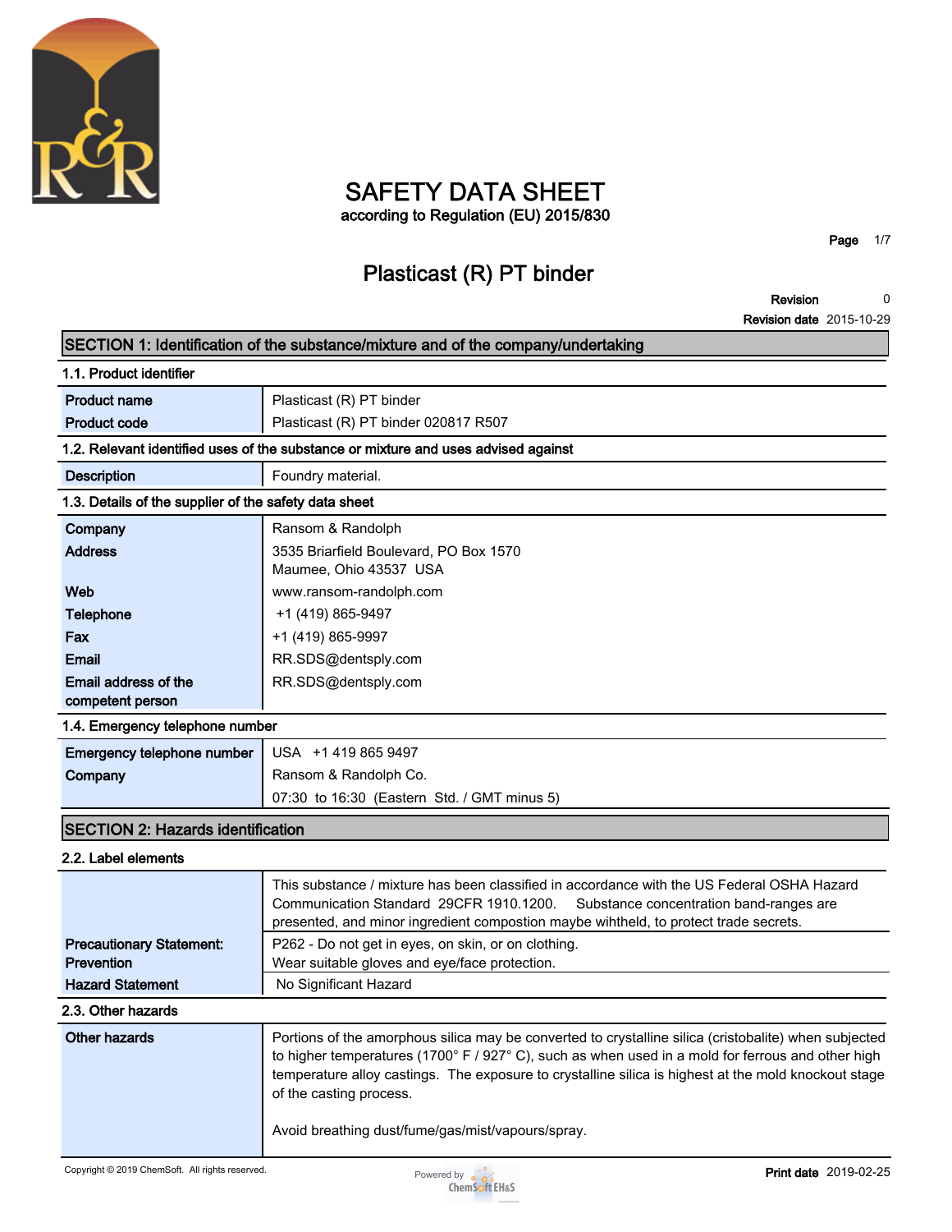# SAFETY DATA SHEET

according to Regulation (EU) 2015/830

## Plasticast (R) PT binder

**Revision** 0
**Revision date** 2015-10-29

## SECTION 1: Identification of the substance/mixture and of the company/undertaking

### 1.1. Product identifier

| | |
|---|---|
| **Product name** | Plasticast (R) PT binder |
| **Product code** | Plasticast (R) PT binder 020817 R507 |

### 1.2. Relevant identified uses of the substance or mixture and uses advised against

| | |
|---|---|
| **Description** | Foundry material. |

### 1.3. Details of the supplier of the safety data sheet

| | |
|---|---|
| **Company** | Ransom & Randolph |
| **Address** | 3535 Briarfield Boulevard, PO Box 1570<br>Maumee, Ohio 43537 USA |
| **Web** | www.ransom-randolph.com |
| **Telephone** | +1 (419) 865-9497 |
| **Fax** | +1 (419) 865-9997 |
| **Email** | RR.SDS@dentsply.com |
| **Email address of the competent person** | RR.SDS@dentsply.com |

### 1.4. Emergency telephone number

| | |
|---|---|
| **Emergency telephone number** | USA +1 419 865 9497 |
| **Company** | Ransom & Randolph Co. |
| | 07:30 to 16:30 (Eastern Std. / GMT minus 5) |

## SECTION 2: Hazards identification

### 2.2. Label elements

| | |
|---|---|
| | This substance / mixture has been classified in accordance with the US Federal OSHA Hazard Communication Standard 29CFR 1910.1200. Substance concentration band-ranges are presented, and minor ingredient compostion maybe wihtheld, to protect trade secrets. |
| **Precautionary Statement: Prevention** | P262 - Do not get in eyes, on skin, or on clothing.<br>Wear suitable gloves and eye/face protection. |
| **Hazard Statement** | No Significant Hazard |

### 2.3. Other hazards

| | |
|---|---|
| **Other hazards** | Portions of the amorphous silica may be converted to crystalline silica (cristobalite) when subjected to higher temperatures (1700° F / 927° C), such as when used in a mold for ferrous and other high temperature alloy castings. The exposure to crystalline silica is highest at the mold knockout stage of the casting process.<br><br>Avoid breathing dust/fume/gas/mist/vapours/spray. |

Copyright © 2019 ChemSoft. All rights reserved.

**Print date** 2019-02-25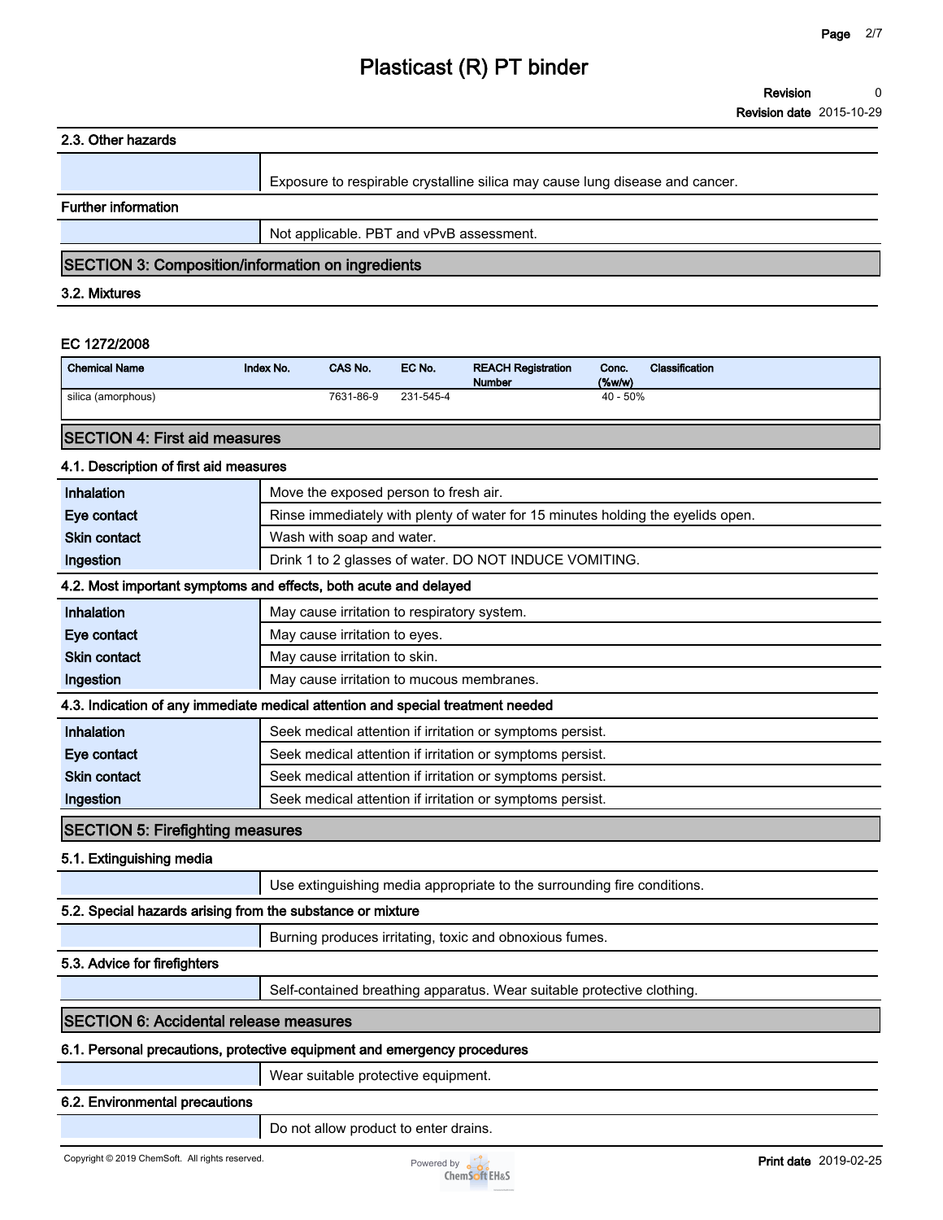### 2.3. Other hazards

| | |
|---|---|
| | Exposure to respirable crystalline silica may cause lung disease and cancer. |

### Further information

| | |
|---|---|
| | Not applicable. PBT and vPvB assessment. |

## SECTION 3: Composition/information on ingredients

### 3.2. Mixtures

EC 1272/2008

| Chemical Name | Index No. | CAS No. | EC No. | REACH Registration Number | Conc. (%w/w) | Classification |
|---|---|---|---|---|---|---|
| silica (amorphous) | | 7631-86-9 | 231-545-4 | | 40 - 50% | |

## SECTION 4: First aid measures

### 4.1. Description of first aid measures

| | |
|---|---|
| **Inhalation** | Move the exposed person to fresh air. |
| **Eye contact** | Rinse immediately with plenty of water for 15 minutes holding the eyelids open. |
| **Skin contact** | Wash with soap and water. |
| **Ingestion** | Drink 1 to 2 glasses of water. DO NOT INDUCE VOMITING. |

### 4.2. Most important symptoms and effects, both acute and delayed

| | |
|---|---|
| **Inhalation** | May cause irritation to respiratory system. |
| **Eye contact** | May cause irritation to eyes. |
| **Skin contact** | May cause irritation to skin. |
| **Ingestion** | May cause irritation to mucous membranes. |

### 4.3. Indication of any immediate medical attention and special treatment needed

| | |
|---|---|
| **Inhalation** | Seek medical attention if irritation or symptoms persist. |
| **Eye contact** | Seek medical attention if irritation or symptoms persist. |
| **Skin contact** | Seek medical attention if irritation or symptoms persist. |
| **Ingestion** | Seek medical attention if irritation or symptoms persist. |

## SECTION 5: Firefighting measures

### 5.1. Extinguishing media

| | |
|---|---|
| | Use extinguishing media appropriate to the surrounding fire conditions. |

### 5.2. Special hazards arising from the substance or mixture

| | |
|---|---|
| | Burning produces irritating, toxic and obnoxious fumes. |

### 5.3. Advice for firefighters

| | |
|---|---|
| | Self-contained breathing apparatus. Wear suitable protective clothing. |

## SECTION 6: Accidental release measures

### 6.1. Personal precautions, protective equipment and emergency procedures

| | |
|---|---|
| | Wear suitable protective equipment. |

### 6.2. Environmental precautions

| | |
|---|---|
| | Do not allow product to enter drains. |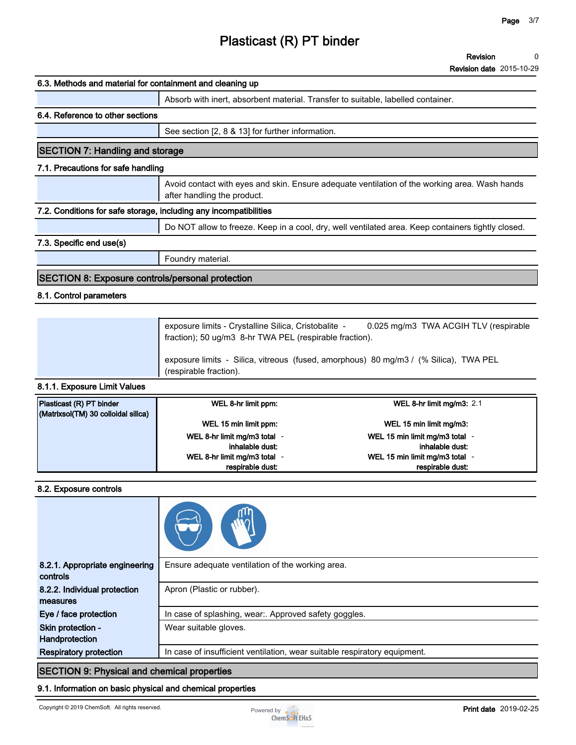### 6.3. Methods and material for containment and cleaning up

Absorb with inert, absorbent material. Transfer to suitable, labelled container.

### 6.4. Reference to other sections

See section [2, 8 & 13] for further information.

## SECTION 7: Handling and storage

### 7.1. Precautions for safe handling

Avoid contact with eyes and skin. Ensure adequate ventilation of the working area. Wash hands after handling the product.

### 7.2. Conditions for safe storage, including any incompatibilities

Do NOT allow to freeze. Keep in a cool, dry, well ventilated area. Keep containers tightly closed.

### 7.3. Specific end use(s)

Foundry material.

## SECTION 8: Exposure controls/personal protection

### 8.1. Control parameters

exposure limits - Crystalline Silica, Cristobalite - 0.025 mg/m3 TWA ACGIH TLV (respirable fraction); 50 ug/m3 8-hr TWA PEL (respirable fraction).

exposure limits - Silica, vitreous (fused, amorphous) 80 mg/m3 / (% Silica), TWA PEL (respirable fraction).

#### 8.1.1. Exposure Limit Values

| Plasticast (R) PT binder (Matrixsol(TM) 30 colloidal silica) | | |
|---|---|---|
| | WEL 8-hr limit ppm: | WEL 8-hr limit mg/m3: 2.1 |
| | WEL 15 min limit ppm: | WEL 15 min limit mg/m3: |
| | WEL 8-hr limit mg/m3 total - inhalable dust: | WEL 15 min limit mg/m3 total - inhalable dust: |
| | WEL 8-hr limit mg/m3 total - respirable dust: | WEL 15 min limit mg/m3 total - respirable dust: |

### 8.2. Exposure controls

| | |
|---|---|
| **8.2.1. Appropriate engineering controls** | Ensure adequate ventilation of the working area. |
| **8.2.2. Individual protection measures** | Apron (Plastic or rubber). |
| **Eye / face protection** | In case of splashing, wear:. Approved safety goggles. |
| **Skin protection - Handprotection** | Wear suitable gloves. |
| **Respiratory protection** | In case of insufficient ventilation, wear suitable respiratory equipment. |

## SECTION 9: Physical and chemical properties

### 9.1. Information on basic physical and chemical properties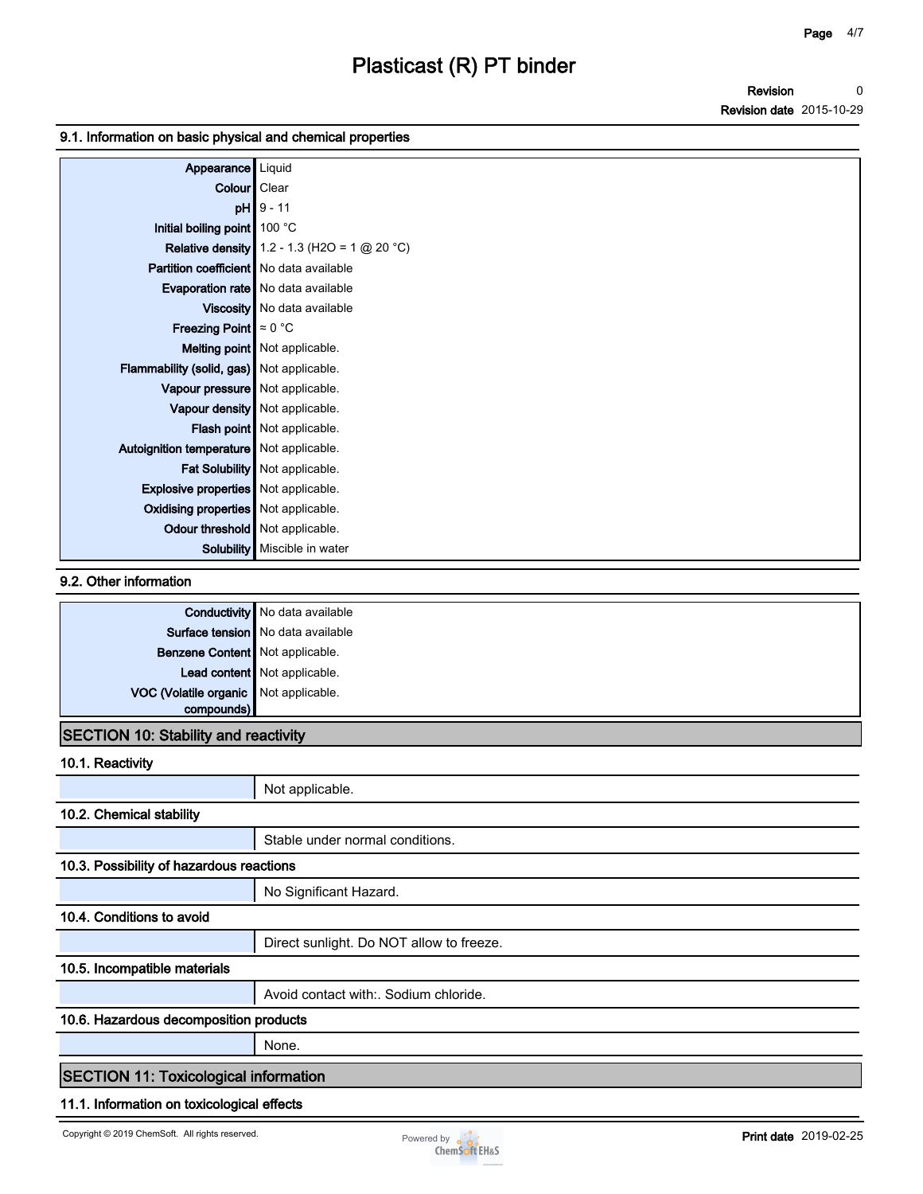### 9.1. Information on basic physical and chemical properties

| Property | Value |
|---|---|
| Appearance | Liquid |
| Colour | Clear |
| pH | 9 - 11 |
| Initial boiling point | 100 °C |
| Relative density | 1.2 - 1.3 ($H_2O$ = 1 @ 20 °C) |
| Partition coefficient | No data available |
| Evaporation rate | No data available |
| Viscosity | No data available |
| Freezing Point | ≈ 0 °C |
| Melting point | Not applicable. |
| Flammability (solid, gas) | Not applicable. |
| Vapour pressure | Not applicable. |
| Vapour density | Not applicable. |
| Flash point | Not applicable. |
| Autoignition temperature | Not applicable. |
| Fat Solubility | Not applicable. |
| Explosive properties | Not applicable. |
| Oxidising properties | Not applicable. |
| Odour threshold | Not applicable. |
| Solubility | Miscible in water |

### 9.2. Other information

| Property | Value |
|---|---|
| Conductivity | No data available |
| Surface tension | No data available |
| Benzene Content | Not applicable. |
| Lead content | Not applicable. |
| VOC (Volatile organic compounds) | Not applicable. |

## SECTION 10: Stability and reactivity

### 10.1. Reactivity

Not applicable.

### 10.2. Chemical stability

Stable under normal conditions.

### 10.3. Possibility of hazardous reactions

No Significant Hazard.

### 10.4. Conditions to avoid

Direct sunlight. Do NOT allow to freeze.

### 10.5. Incompatible materials

Avoid contact with:. Sodium chloride.

### 10.6. Hazardous decomposition products

None.

## SECTION 11: Toxicological information

### 11.1. Information on toxicological effects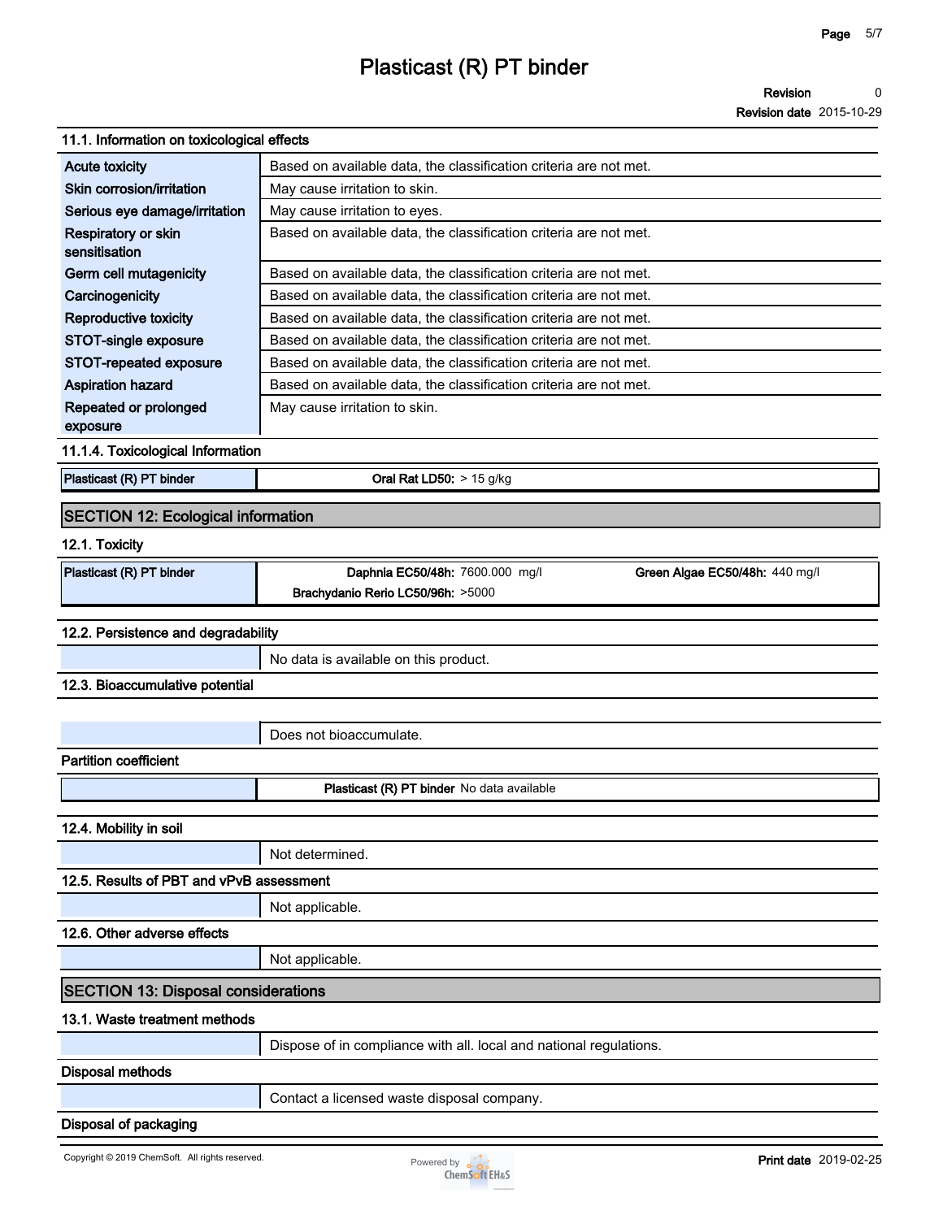## 11.1. Information on toxicological effects

| | |
|---|---|
| Acute toxicity | Based on available data, the classification criteria are not met. |
| Skin corrosion/irritation | May cause irritation to skin. |
| Serious eye damage/irritation | May cause irritation to eyes. |
| Respiratory or skin sensitisation | Based on available data, the classification criteria are not met. |
| Germ cell mutagenicity | Based on available data, the classification criteria are not met. |
| Carcinogenicity | Based on available data, the classification criteria are not met. |
| Reproductive toxicity | Based on available data, the classification criteria are not met. |
| STOT-single exposure | Based on available data, the classification criteria are not met. |
| STOT-repeated exposure | Based on available data, the classification criteria are not met. |
| Aspiration hazard | Based on available data, the classification criteria are not met. |
| Repeated or prolonged exposure | May cause irritation to skin. |

### 11.1.4. Toxicological Information

| | |
|---|---|
| Plasticast (R) PT binder | **Oral Rat LD50:** > 15 g/kg |

## SECTION 12: Ecological information

### 12.1. Toxicity

| | | |
|---|---|---|
| Plasticast (R) PT binder | **Daphnia EC50/48h:** 7600.000 mg/l | **Green Algae EC50/48h:** 440 mg/l |
| | **Brachydanio Rerio LC50/96h:** >5000 | |

### 12.2. Persistence and degradability

No data is available on this product.

### 12.3. Bioaccumulative potential

Does not bioaccumulate.

**Partition coefficient**

| | |
|---|---|
| | **Plasticast (R) PT binder** No data available |

### 12.4. Mobility in soil

Not determined.

### 12.5. Results of PBT and vPvB assessment

Not applicable.

### 12.6. Other adverse effects

Not applicable.

## SECTION 13: Disposal considerations

### 13.1. Waste treatment methods

Dispose of in compliance with all. local and national regulations.

**Disposal methods**

Contact a licensed waste disposal company.

**Disposal of packaging**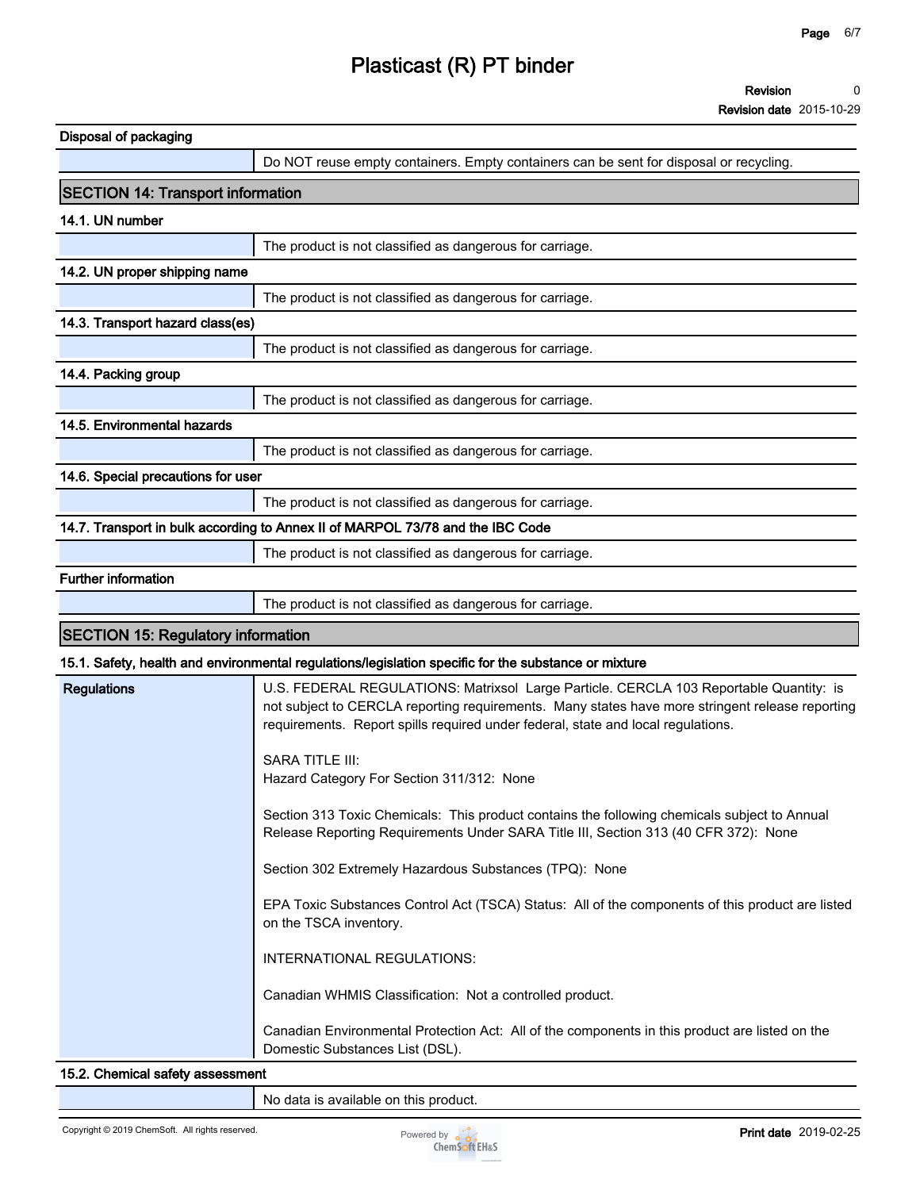### Disposal of packaging

| | |
|---|---|
| | Do NOT reuse empty containers. Empty containers can be sent for disposal or recycling. |

## SECTION 14: Transport information

### 14.1. UN number

| | |
|---|---|
| | The product is not classified as dangerous for carriage. |

### 14.2. UN proper shipping name

| | |
|---|---|
| | The product is not classified as dangerous for carriage. |

### 14.3. Transport hazard class(es)

| | |
|---|---|
| | The product is not classified as dangerous for carriage. |

### 14.4. Packing group

| | |
|---|---|
| | The product is not classified as dangerous for carriage. |

### 14.5. Environmental hazards

| | |
|---|---|
| | The product is not classified as dangerous for carriage. |

### 14.6. Special precautions for user

| | |
|---|---|
| | The product is not classified as dangerous for carriage. |

### 14.7. Transport in bulk according to Annex II of MARPOL 73/78 and the IBC Code

| | |
|---|---|
| | The product is not classified as dangerous for carriage. |

### Further information

| | |
|---|---|
| | The product is not classified as dangerous for carriage. |

## SECTION 15: Regulatory information

### 15.1. Safety, health and environmental regulations/legislation specific for the substance or mixture

**Regulations**

U.S. FEDERAL REGULATIONS: Matrixsol Large Particle. CERCLA 103 Reportable Quantity: is not subject to CERCLA reporting requirements. Many states have more stringent release reporting requirements. Report spills required under federal, state and local regulations.

SARA TITLE III:
Hazard Category For Section 311/312: None

Section 313 Toxic Chemicals: This product contains the following chemicals subject to Annual Release Reporting Requirements Under SARA Title III, Section 313 (40 CFR 372): None

Section 302 Extremely Hazardous Substances (TPQ): None

EPA Toxic Substances Control Act (TSCA) Status: All of the components of this product are listed on the TSCA inventory.

INTERNATIONAL REGULATIONS:

Canadian WHMIS Classification: Not a controlled product.

Canadian Environmental Protection Act: All of the components in this product are listed on the Domestic Substances List (DSL).

### 15.2. Chemical safety assessment

| | |
|---|---|
| | No data is available on this product. |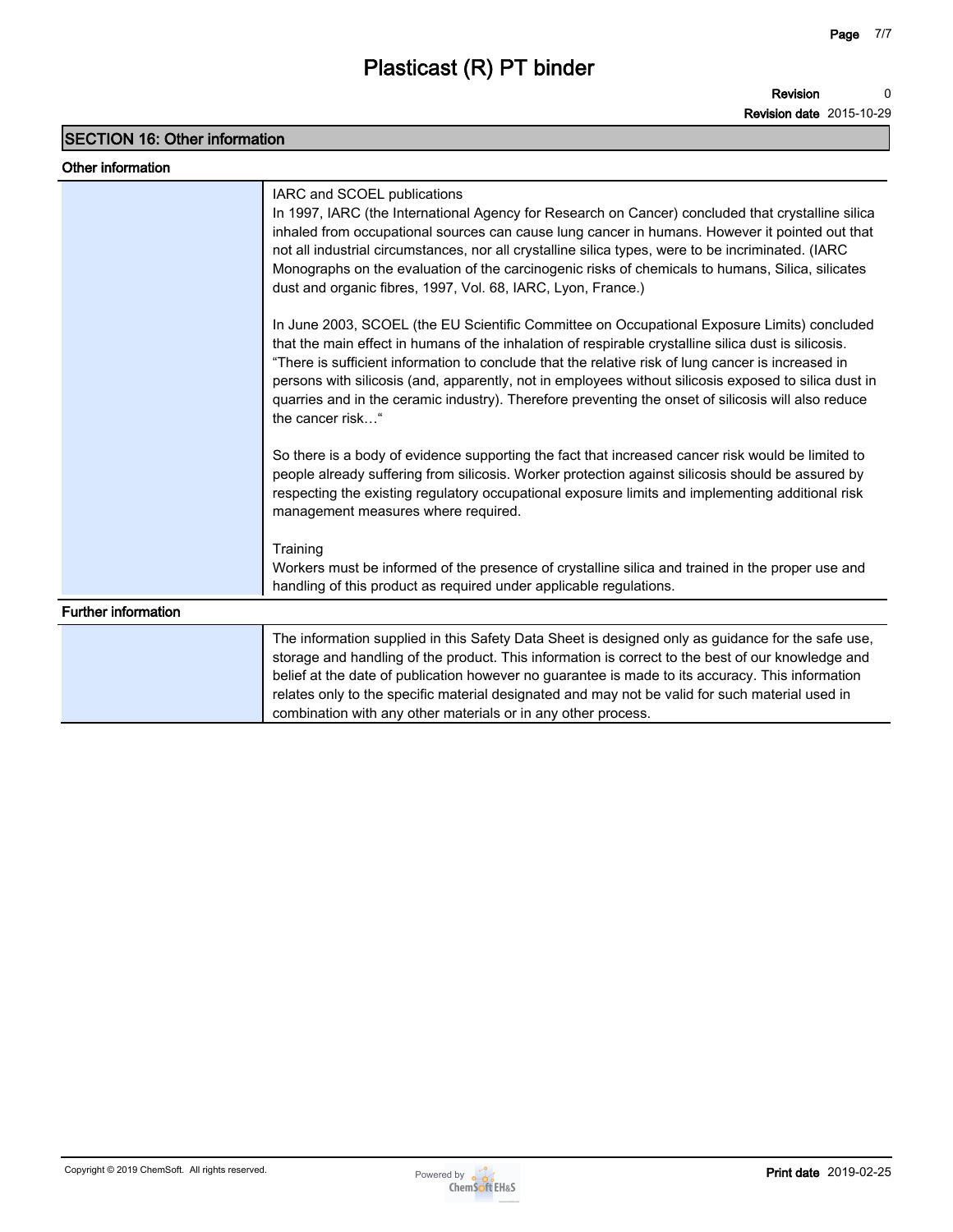## SECTION 16: Other information

### Other information

| | |
|---|---|
| | IARC and SCOEL publications<br>In 1997, IARC (the International Agency for Research on Cancer) concluded that crystalline silica inhaled from occupational sources can cause lung cancer in humans. However it pointed out that not all industrial circumstances, nor all crystalline silica types, were to be incriminated. (IARC Monographs on the evaluation of the carcinogenic risks of chemicals to humans, Silica, silicates dust and organic fibres, 1997, Vol. 68, IARC, Lyon, France.)<br><br>In June 2003, SCOEL (the EU Scientific Committee on Occupational Exposure Limits) concluded that the main effect in humans of the inhalation of respirable crystalline silica dust is silicosis. "There is sufficient information to conclude that the relative risk of lung cancer is increased in persons with silicosis (and, apparently, not in employees without silicosis exposed to silica dust in quarries and in the ceramic industry). Therefore preventing the onset of silicosis will also reduce the cancer risk…"<br><br>So there is a body of evidence supporting the fact that increased cancer risk would be limited to people already suffering from silicosis. Worker protection against silicosis should be assured by respecting the existing regulatory occupational exposure limits and implementing additional risk management measures where required.<br><br>Training<br>Workers must be informed of the presence of crystalline silica and trained in the proper use and handling of this product as required under applicable regulations. |

### Further information

| | |
|---|---|
| | The information supplied in this Safety Data Sheet is designed only as guidance for the safe use, storage and handling of the product. This information is correct to the best of our knowledge and belief at the date of publication however no guarantee is made to its accuracy. This information relates only to the specific material designated and may not be valid for such material used in combination with any other materials or in any other process. |